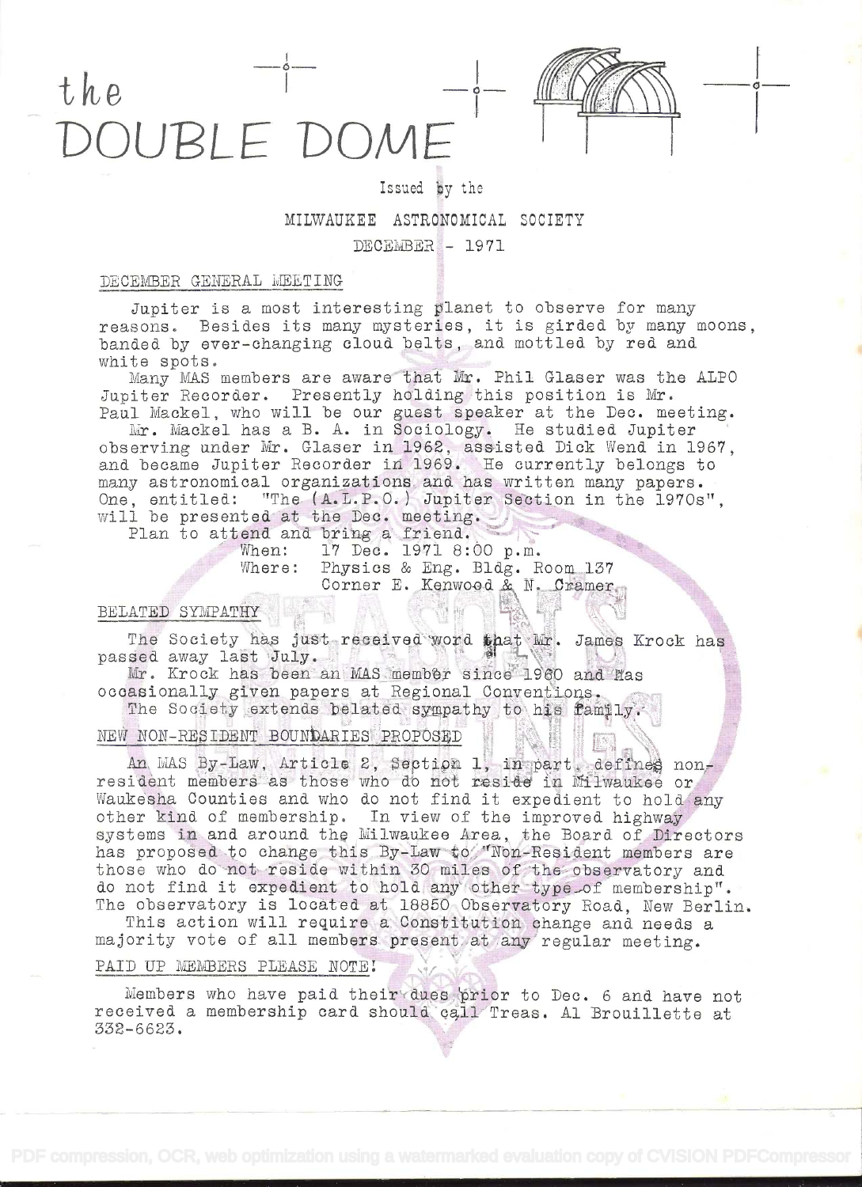# the DOUBLE DOME

Issued by the

MILWAUKEE ASTRONOMICAL SOCIETY

DECEMBER - 1971

## DECEMBER GENERAL MEETING

Jupiter is a most interesting planet to observe for many reasons. Besides its many mysteries, it is girded by many moons, banded by ever-changing cloud belts, and mottled by red and white spots.

Many MAS members are aware that Mr. Phil Glaser was the ALPO Jupiter Recorder. Presently holding this position is Mr. Paul Mackel, who will be our guest speaker at the Dec. meeting.

Mr. Mackel has a B. A. in Sociology. He studied Jupiter observing under Mr. Glaser in 1962, assisted Dick Wend in 1967, and became Jupiter Recorder in 1969. He currently belongs to many astronomical organizations and has written many papers. One, entitled: "The (A.L.P.O.) Jupiter Section in the 1970s", will be presented at the Dec. meeting.

Plan to attend and bring a friend.

When: 17 Dec. 1971 8:00 p.m.
Where: Physics & Eng. Bldg. Room 137
Corner E. Kenwood & N. Cramer

## BELATED SYMPATHY

The Society has just received word that Mr. James Krock has passed away last July.

Mr. Krock has been an MAS member since 1960 and has occasionally given papers at Regional Conventions.

The Society extends belated sympathy to his family.

## NEW NON-RESIDENT BOUNDARIES PROPOSED

An MAS By-Law, Article 2, Section 1, in part, defines non-resident members as those who do not reside in Milwaukee or Waukesha Counties and who do not find it expedient to hold any other kind of membership. In view of the improved highway systems in and around the Milwaukee Area, the Board of Directors has proposed to change this By-Law to "Non-Resident members are those who do not reside within 30 miles of the observatory and do not find it expedient to hold any other type of membership". The observatory is located at 18850 Observatory Road, New Berlin.

This action will require a Constitution change and needs a majority vote of all members present at any regular meeting.

## PAID UP MEMBERS PLEASE NOTE!

Members who have paid their dues prior to Dec. 6 and have not received a membership card should call Treas. Al Brouillette at 332-6623.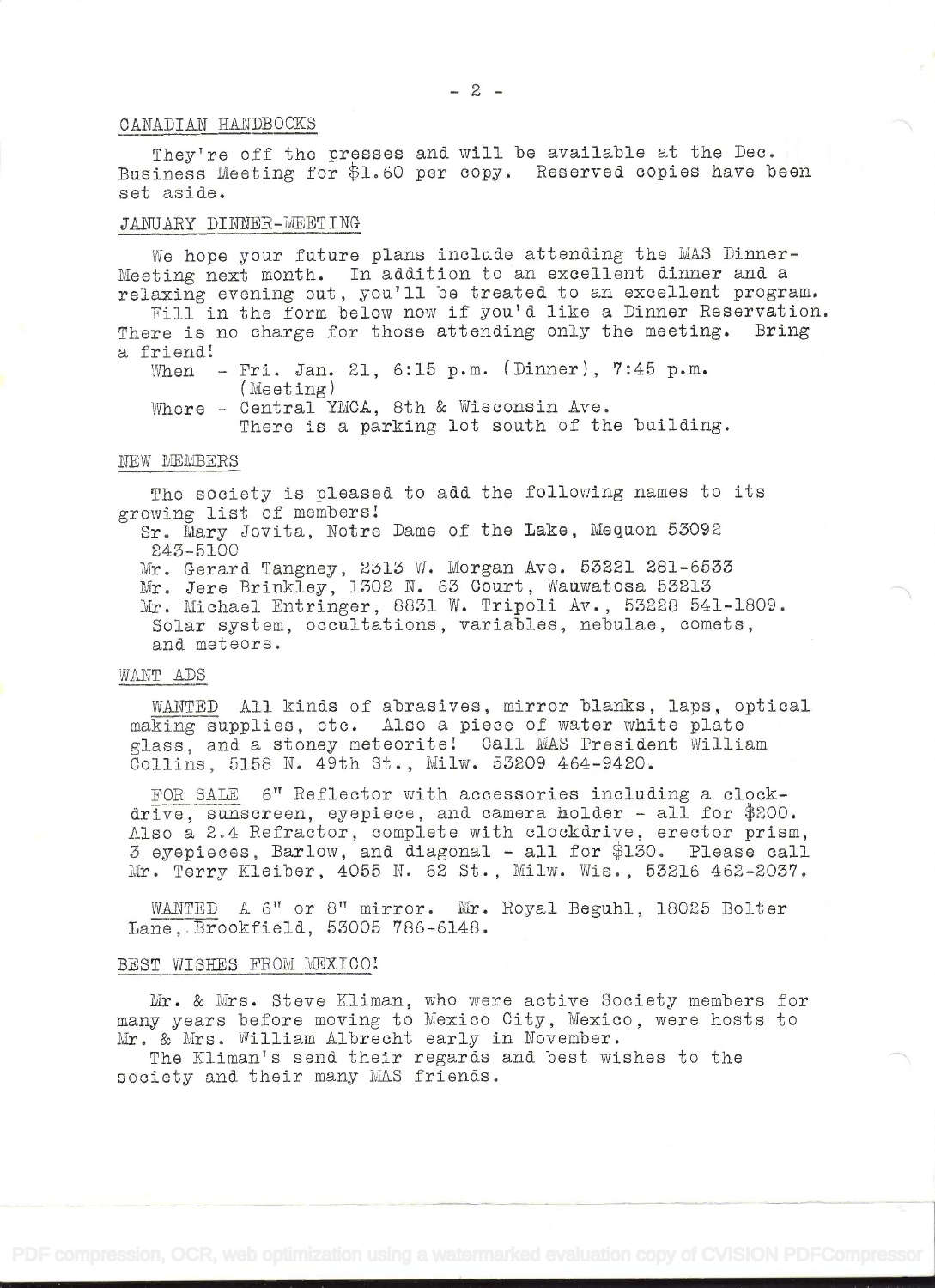## CANADIAN HANDBOOKS

They're off the presses and will be available at the Dec. Business Meeting for $1.60 per copy. Reserved copies have been set aside.

## JANUARY DINNER-MEETING

We hope your future plans include attending the MAS Dinner-Meeting next month. In addition to an excellent dinner and a relaxing evening out, you'll be treated to an excellent program.

Fill in the form below now if you'd like a Dinner Reservation. There is no charge for those attending only the meeting. Bring a friend!

When - Fri. Jan. 21, 6:15 p.m. (Dinner), 7:45 p.m. (Meeting)

Where - Central YMCA, 8th & Wisconsin Ave.
There is a parking lot south of the building.

## NEW MEMBERS

The society is pleased to add the following names to its growing list of members!

Sr. Mary Jovita, Notre Dame of the Lake, Mequon 53092 243-5100

Mr. Gerard Tangney, 2313 W. Morgan Ave. 53221 281-6533

Mr. Jere Brinkley, 1302 N. 63 Court, Wauwatosa 53213

Mr. Michael Entringer, 8831 W. Tripoli Av., 53228 541-1809. Solar system, occultations, variables, nebulae, comets, and meteors.

## WANT ADS

WANTED All kinds of abrasives, mirror blanks, laps, optical making supplies, etc. Also a piece of water white plate glass, and a stoney meteorite! Call MAS President William Collins, 5158 N. 49th St., Milw. 53209 464-9420.

FOR SALE 6" Reflector with accessories including a clock-drive, sunscreen, eyepiece, and camera holder - all for $200. Also a 2.4 Refractor, complete with clockdrive, erector prism, 3 eyepieces, Barlow, and diagonal - all for $130. Please call Mr. Terry Kleiber, 4055 N. 62 St., Milw. Wis., 53216 462-2037.

WANTED A 6" or 8" mirror. Mr. Royal Beguhl, 18025 Bolter Lane, Brookfield, 53005 786-6148.

## BEST WISHES FROM MEXICO!

Mr. & Mrs. Steve Kliman, who were active Society members for many years before moving to Mexico City, Mexico, were hosts to Mr. & Mrs. William Albrecht early in November.

The Kliman's send their regards and best wishes to the society and their many MAS friends.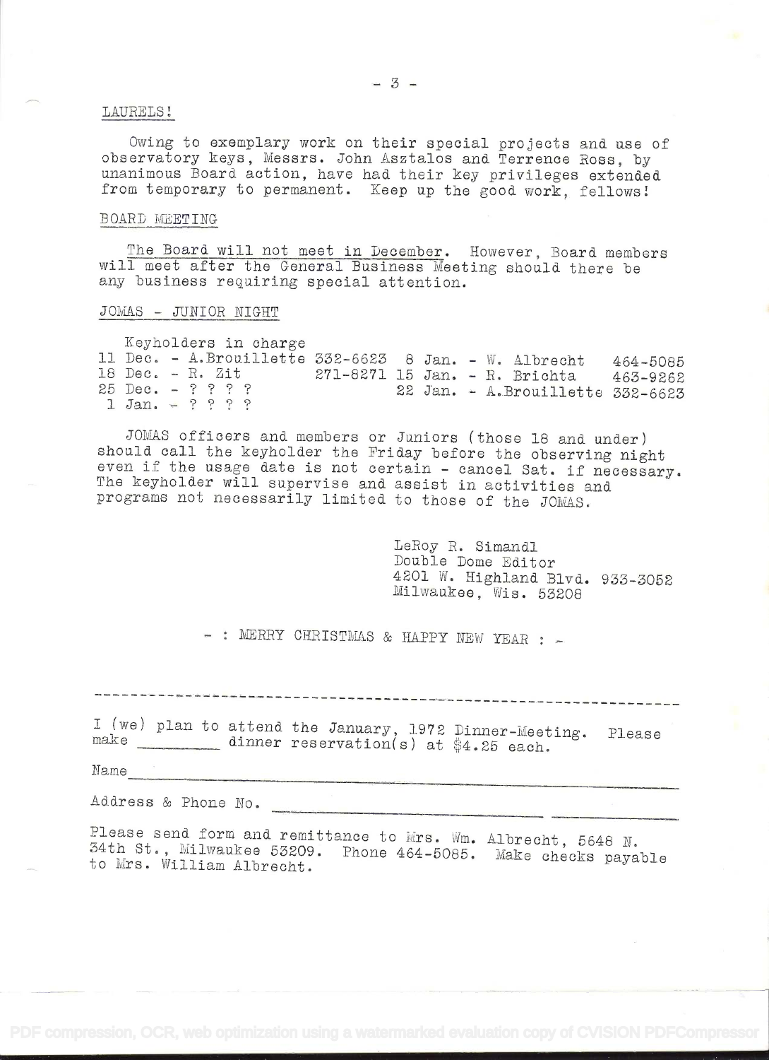## LAURELS!

Owing to exemplary work on their special projects and use of observatory keys, Messrs. John Asztalos and Terrence Ross, by unanimous Board action, have had their key privileges extended from temporary to permanent. Keep up the good work, fellows!

## BOARD MEETING

The Board will not meet in December. However, Board members will meet after the General Business Meeting should there be any business requiring special attention.

## JOMAS - JUNIOR NIGHT

Keyholders in charge

| | | | | | |
|---|---|---|---|---|---|
| 11 Dec. | A.Brouillette | 332-6623 | 8 Jan. | W. Albrecht | 464-5085 |
| 18 Dec. | R. Zit | 271-8271 | 15 Jan. | R. Brichta | 463-9262 |
| 25 Dec. | ? ? ? ? | | 22 Jan. | A.Brouillette | 332-6623 |
| 1 Jan. | ? ? ? ? | | | | |

JOMAS officers and members or Juniors (those 18 and under) should call the keyholder the Friday before the observing night even if the usage date is not certain - cancel Sat. if necessary. The keyholder will supervise and assist in activities and programs not necessarily limited to those of the JOMAS.

LeRoy R. Simandl
Double Dome Editor
4201 W. Highland Blvd. 933-3052
Milwaukee, Wis. 53208

- : MERRY CHRISTMAS & HAPPY NEW YEAR : -

---

I (we) plan to attend the January, 1972 Dinner-Meeting. Please make ________ dinner reservation(s) at $4.25 each.

Name ____________________________________________

Address & Phone No. ______________________________ __________

Please send form and remittance to Mrs. Wm. Albrecht, 5648 N. 34th St., Milwaukee 53209. Phone 464-5085. Make checks payable to Mrs. William Albrecht.